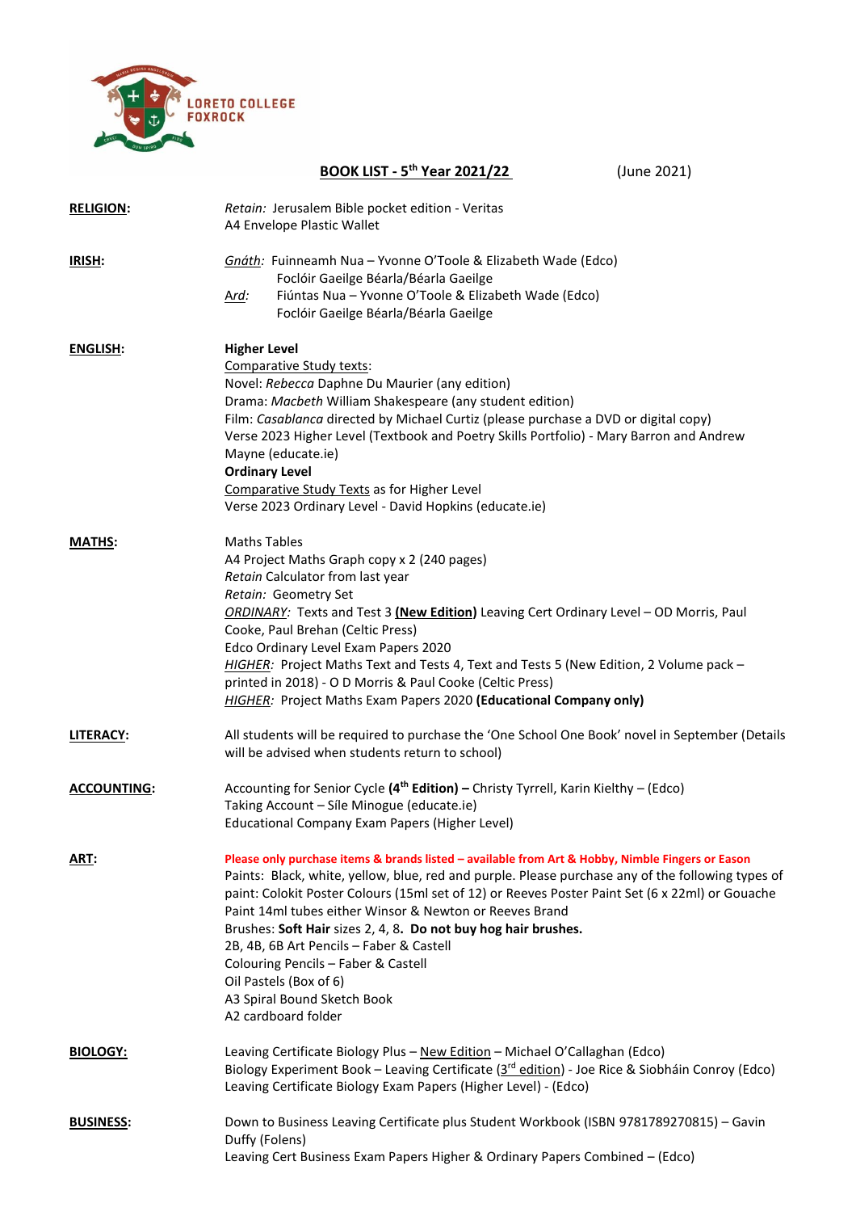LORETO COLLEGE FOXROCK

# BOOK LIST - 5th Year 2021/22

(June 2021)

**RELIGION:**

*Retain:* Jerusalem Bible pocket edition - Veritas
A4 Envelope Plastic Wallet

**IRISH:**

*Gnáth:* Fuinneamh Nua – Yvonne O'Toole & Elizabeth Wade (Edco)
Foclóir Gaeilge Béarla/Béarla Gaeilge
*Ard:* Fiúntas Nua – Yvonne O'Toole & Elizabeth Wade (Edco)
Foclóir Gaeilge Béarla/Béarla Gaeilge

**ENGLISH:**

**Higher Level**
Comparative Study texts:
Novel: *Rebecca* Daphne Du Maurier (any edition)
Drama: *Macbeth* William Shakespeare (any student edition)
Film: *Casablanca* directed by Michael Curtiz (please purchase a DVD or digital copy)
Verse 2023 Higher Level (Textbook and Poetry Skills Portfolio) - Mary Barron and Andrew Mayne (educate.ie)
**Ordinary Level**
Comparative Study Texts as for Higher Level
Verse 2023 Ordinary Level - David Hopkins (educate.ie)

**MATHS:**

Maths Tables
A4 Project Maths Graph copy x 2 (240 pages)
*Retain* Calculator from last year
*Retain:* Geometry Set
*ORDINARY:* Texts and Test 3 **(New Edition)** Leaving Cert Ordinary Level – OD Morris, Paul Cooke, Paul Brehan (Celtic Press)
Edco Ordinary Level Exam Papers 2020
*HIGHER:* Project Maths Text and Tests 4, Text and Tests 5 (New Edition, 2 Volume pack – printed in 2018) - O D Morris & Paul Cooke (Celtic Press)
*HIGHER:* Project Maths Exam Papers 2020 **(Educational Company only)**

**LITERACY:**

All students will be required to purchase the 'One School One Book' novel in September (Details will be advised when students return to school)

**ACCOUNTING:**

Accounting for Senior Cycle **(4th Edition) –** Christy Tyrrell, Karin Kielthy – (Edco)
Taking Account – Síle Minogue (educate.ie)
Educational Company Exam Papers (Higher Level)

**ART:**

**Please only purchase items & brands listed – available from Art & Hobby, Nimble Fingers or Eason**
Paints: Black, white, yellow, blue, red and purple. Please purchase any of the following types of paint: Colokit Poster Colours (15ml set of 12) or Reeves Poster Paint Set (6 x 22ml) or Gouache Paint 14ml tubes either Winsor & Newton or Reeves Brand
Brushes: **Soft Hair** sizes 2, 4, 8**. Do not buy hog hair brushes.**
2B, 4B, 6B Art Pencils – Faber & Castell
Colouring Pencils – Faber & Castell
Oil Pastels (Box of 6)
A3 Spiral Bound Sketch Book
A2 cardboard folder

**BIOLOGY:**

Leaving Certificate Biology Plus – New Edition – Michael O'Callaghan (Edco)
Biology Experiment Book – Leaving Certificate (3rd edition) - Joe Rice & Siobháin Conroy (Edco)
Leaving Certificate Biology Exam Papers (Higher Level) - (Edco)

**BUSINESS:**

Down to Business Leaving Certificate plus Student Workbook (ISBN 9781789270815) – Gavin Duffy (Folens)
Leaving Cert Business Exam Papers Higher & Ordinary Papers Combined – (Edco)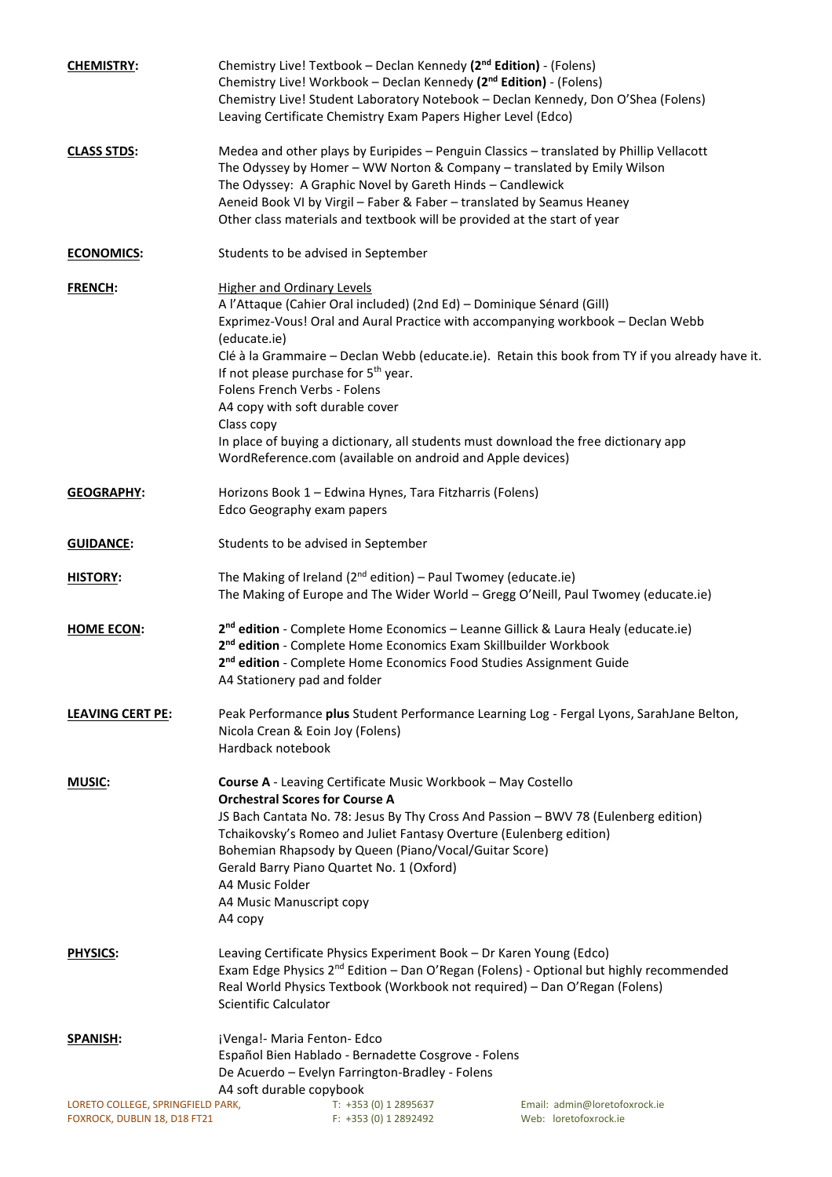**CHEMISTRY:**

Chemistry Live! Textbook – Declan Kennedy **(2nd Edition)** - (Folens)
Chemistry Live! Workbook – Declan Kennedy **(2nd Edition)** - (Folens)
Chemistry Live! Student Laboratory Notebook – Declan Kennedy, Don O'Shea (Folens)
Leaving Certificate Chemistry Exam Papers Higher Level (Edco)

**CLASS STDS:**

Medea and other plays by Euripides – Penguin Classics – translated by Phillip Vellacott
The Odyssey by Homer – WW Norton & Company – translated by Emily Wilson
The Odyssey: A Graphic Novel by Gareth Hinds – Candlewick
Aeneid Book VI by Virgil – Faber & Faber – translated by Seamus Heaney
Other class materials and textbook will be provided at the start of year

**ECONOMICS:**

Students to be advised in September

**FRENCH:**

Higher and Ordinary Levels
A l'Attaque (Cahier Oral included) (2nd Ed) – Dominique Sénard (Gill)
Exprimez-Vous! Oral and Aural Practice with accompanying workbook – Declan Webb (educate.ie)
Clé à la Grammaire – Declan Webb (educate.ie). Retain this book from TY if you already have it. If not please purchase for 5th year.
Folens French Verbs - Folens
A4 copy with soft durable cover
Class copy
In place of buying a dictionary, all students must download the free dictionary app WordReference.com (available on android and Apple devices)

**GEOGRAPHY:**

Horizons Book 1 – Edwina Hynes, Tara Fitzharris (Folens)
Edco Geography exam papers

**GUIDANCE:**

Students to be advised in September

**HISTORY:**

The Making of Ireland (2nd edition) – Paul Twomey (educate.ie)
The Making of Europe and The Wider World – Gregg O'Neill, Paul Twomey (educate.ie)

**HOME ECON:**

**2nd edition** - Complete Home Economics – Leanne Gillick & Laura Healy (educate.ie)
**2nd edition** - Complete Home Economics Exam Skillbuilder Workbook
**2nd edition** - Complete Home Economics Food Studies Assignment Guide
A4 Stationery pad and folder

**LEAVING CERT PE:**

Peak Performance **plus** Student Performance Learning Log - Fergal Lyons, SarahJane Belton, Nicola Crean & Eoin Joy (Folens)
Hardback notebook

**MUSIC:**

**Course A** - Leaving Certificate Music Workbook – May Costello
**Orchestral Scores for Course A**
JS Bach Cantata No. 78: Jesus By Thy Cross And Passion – BWV 78 (Eulenberg edition)
Tchaikovsky's Romeo and Juliet Fantasy Overture (Eulenberg edition)
Bohemian Rhapsody by Queen (Piano/Vocal/Guitar Score)
Gerald Barry Piano Quartet No. 1 (Oxford)
A4 Music Folder
A4 Music Manuscript copy
A4 copy

**PHYSICS:**

Leaving Certificate Physics Experiment Book – Dr Karen Young (Edco)
Exam Edge Physics 2nd Edition – Dan O'Regan (Folens) - Optional but highly recommended
Real World Physics Textbook (Workbook not required) – Dan O'Regan (Folens)
Scientific Calculator

**SPANISH:**

¡Venga!- Maria Fenton- Edco
Español Bien Hablado - Bernadette Cosgrove - Folens
De Acuerdo – Evelyn Farrington-Bradley - Folens
A4 soft durable copybook

LORETO COLLEGE, SPRINGFIELD PARK, FOXROCK, DUBLIN 18, D18 FT21
T: +353 (0) 1 2895637
F: +353 (0) 1 2892492
Email: admin@loretofoxrock.ie
Web: loretofoxrock.ie